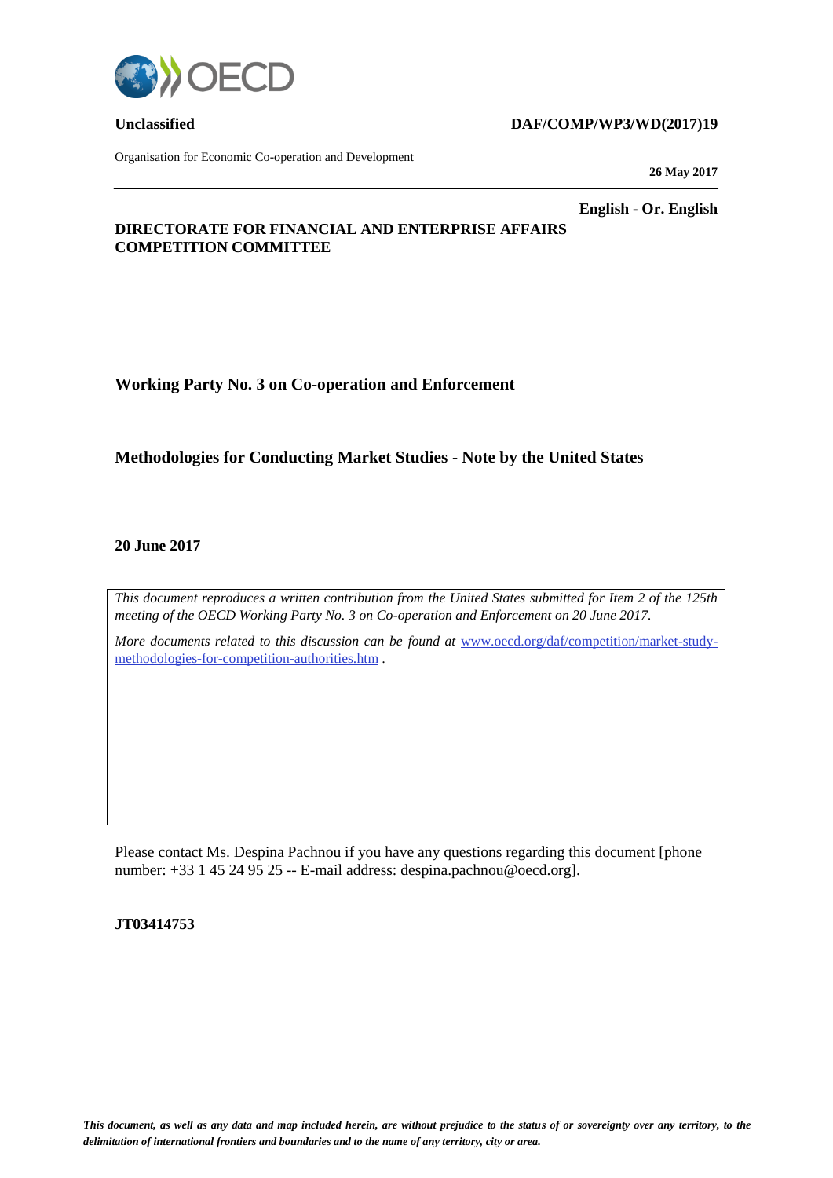**Unclassified** **DAF/COMP/WP3/WD(2017)19**

Organisation for Economic Co-operation and Development

**26 May 2017**

**English - Or. English**

**DIRECTORATE FOR FINANCIAL AND ENTERPRISE AFFAIRS**
**COMPETITION COMMITTEE**

## Working Party No. 3 on Co-operation and Enforcement

## Methodologies for Conducting Market Studies - Note by the United States

**20 June 2017**

*This document reproduces a written contribution from the United States submitted for Item 2 of the 125th meeting of the OECD Working Party No. 3 on Co-operation and Enforcement on 20 June 2017.*

*More documents related to this discussion can be found at* [www.oecd.org/daf/competition/market-study-methodologies-for-competition-authorities.htm](www.oecd.org/daf/competition/market-study-methodologies-for-competition-authorities.htm) .

Please contact Ms. Despina Pachnou if you have any questions regarding this document [phone number: +33 1 45 24 95 25 -- E-mail address: despina.pachnou@oecd.org].

**JT03414753**

***This document, as well as any data and map included herein, are without prejudice to the status of or sovereignty over any territory, to the delimitation of international frontiers and boundaries and to the name of any territory, city or area.***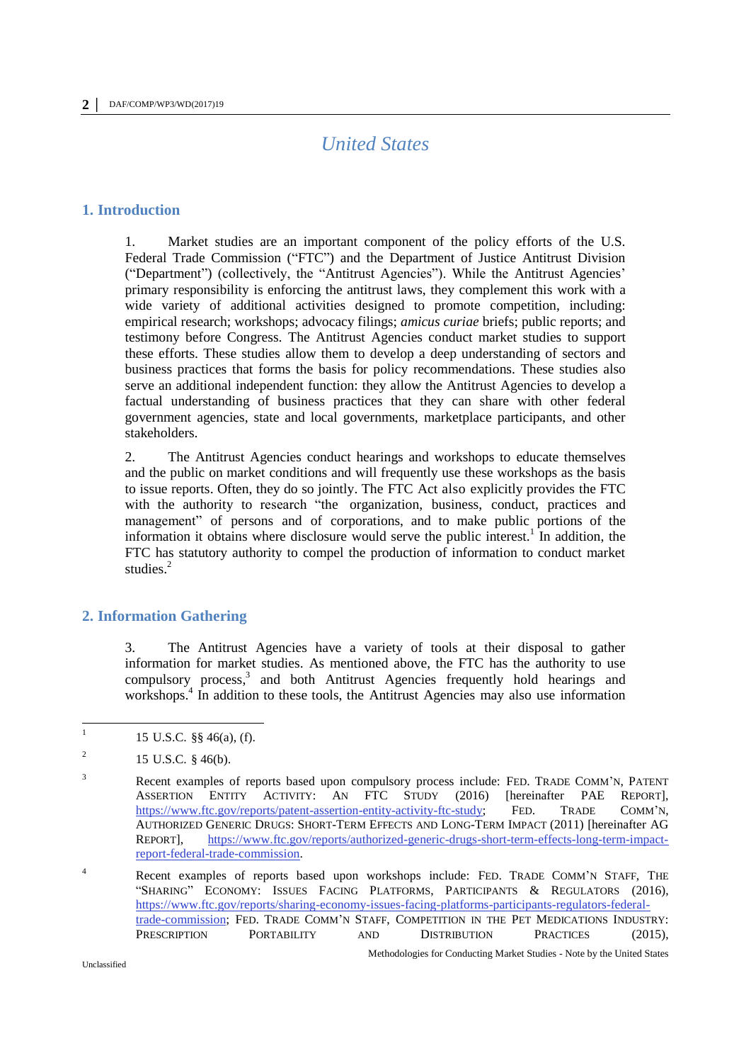# United States

## 1. Introduction

1. Market studies are an important component of the policy efforts of the U.S. Federal Trade Commission ("FTC") and the Department of Justice Antitrust Division ("Department") (collectively, the "Antitrust Agencies"). While the Antitrust Agencies' primary responsibility is enforcing the antitrust laws, they complement this work with a wide variety of additional activities designed to promote competition, including: empirical research; workshops; advocacy filings; *amicus curiae* briefs; public reports; and testimony before Congress. The Antitrust Agencies conduct market studies to support these efforts. These studies allow them to develop a deep understanding of sectors and business practices that forms the basis for policy recommendations. These studies also serve an additional independent function: they allow the Antitrust Agencies to develop a factual understanding of business practices that they can share with other federal government agencies, state and local governments, marketplace participants, and other stakeholders.

2. The Antitrust Agencies conduct hearings and workshops to educate themselves and the public on market conditions and will frequently use these workshops as the basis to issue reports. Often, they do so jointly. The FTC Act also explicitly provides the FTC with the authority to research "the organization, business, conduct, practices and management" of persons and of corporations, and to make public portions of the information it obtains where disclosure would serve the public interest.[1] In addition, the FTC has statutory authority to compel the production of information to conduct market studies.[2]

## 2. Information Gathering

3. The Antitrust Agencies have a variety of tools at their disposal to gather information for market studies. As mentioned above, the FTC has the authority to use compulsory process,[3] and both Antitrust Agencies frequently hold hearings and workshops.[4] In addition to these tools, the Antitrust Agencies may also use information

---

[1] 15 U.S.C. §§ 46(a), (f).

[2] 15 U.S.C. § 46(b).

[3] Recent examples of reports based upon compulsory process include: FED. TRADE COMM'N, PATENT ASSERTION ENTITY ACTIVITY: AN FTC STUDY (2016) [hereinafter PAE REPORT], https://www.ftc.gov/reports/patent-assertion-entity-activity-ftc-study; FED. TRADE COMM'N, AUTHORIZED GENERIC DRUGS: SHORT-TERM EFFECTS AND LONG-TERM IMPACT (2011) [hereinafter AG REPORT], https://www.ftc.gov/reports/authorized-generic-drugs-short-term-effects-long-term-impact-report-federal-trade-commission.

[4] Recent examples of reports based upon workshops include: FED. TRADE COMM'N STAFF, THE "SHARING" ECONOMY: ISSUES FACING PLATFORMS, PARTICIPANTS & REGULATORS (2016), https://www.ftc.gov/reports/sharing-economy-issues-facing-platforms-participants-regulators-federal-trade-commission; FED. TRADE COMM'N STAFF, COMPETITION IN THE PET MEDICATIONS INDUSTRY: PRESCRIPTION PORTABILITY AND DISTRIBUTION PRACTICES (2015),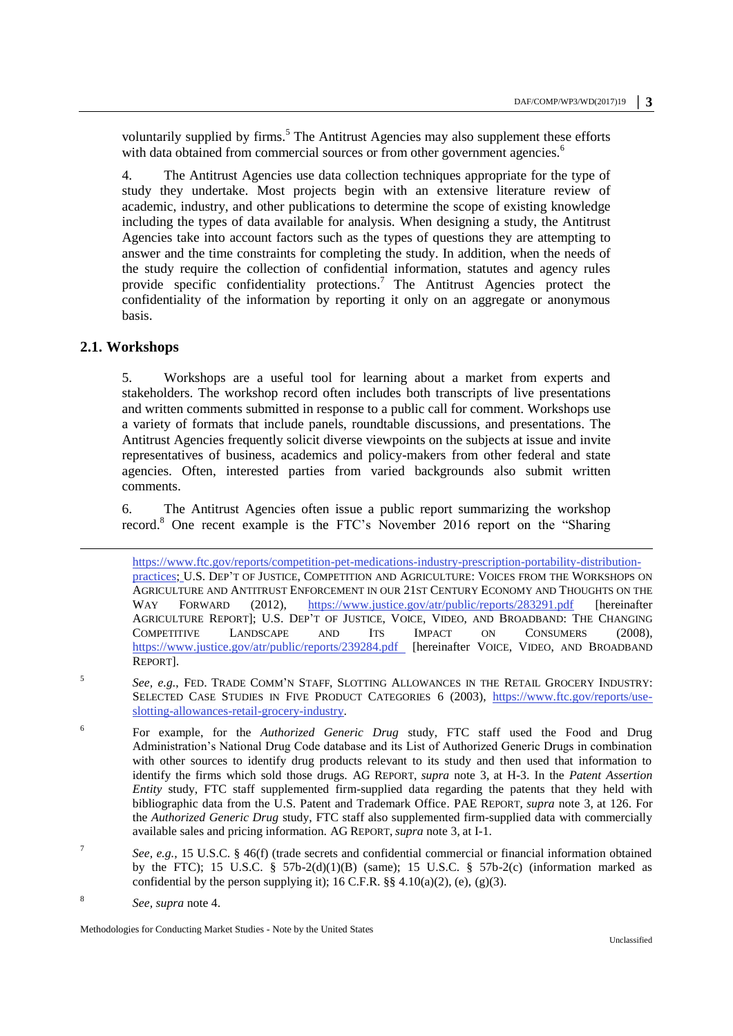voluntarily supplied by firms.[5] The Antitrust Agencies may also supplement these efforts with data obtained from commercial sources or from other government agencies.[6]

4. The Antitrust Agencies use data collection techniques appropriate for the type of study they undertake. Most projects begin with an extensive literature review of academic, industry, and other publications to determine the scope of existing knowledge including the types of data available for analysis. When designing a study, the Antitrust Agencies take into account factors such as the types of questions they are attempting to answer and the time constraints for completing the study. In addition, when the needs of the study require the collection of confidential information, statutes and agency rules provide specific confidentiality protections.[7] The Antitrust Agencies protect the confidentiality of the information by reporting it only on an aggregate or anonymous basis.

## 2.1. Workshops

5. Workshops are a useful tool for learning about a market from experts and stakeholders. The workshop record often includes both transcripts of live presentations and written comments submitted in response to a public call for comment. Workshops use a variety of formats that include panels, roundtable discussions, and presentations. The Antitrust Agencies frequently solicit diverse viewpoints on the subjects at issue and invite representatives of business, academics and policy-makers from other federal and state agencies. Often, interested parties from varied backgrounds also submit written comments.

6. The Antitrust Agencies often issue a public report summarizing the workshop record.[8] One recent example is the FTC's November 2016 report on the "Sharing

---

https://www.ftc.gov/reports/competition-pet-medications-industry-prescription-portability-distribution-practices; U.S. DEP'T OF JUSTICE, COMPETITION AND AGRICULTURE: VOICES FROM THE WORKSHOPS ON AGRICULTURE AND ANTITRUST ENFORCEMENT IN OUR 21ST CENTURY ECONOMY AND THOUGHTS ON THE WAY FORWARD (2012), https://www.justice.gov/atr/public/reports/283291.pdf [hereinafter AGRICULTURE REPORT]; U.S. DEP'T OF JUSTICE, VOICE, VIDEO, AND BROADBAND: THE CHANGING COMPETITIVE LANDSCAPE AND ITS IMPACT ON CONSUMERS (2008), https://www.justice.gov/atr/public/reports/239284.pdf [hereinafter VOICE, VIDEO, AND BROADBAND REPORT].

[5] *See, e.g.*, FED. TRADE COMM'N STAFF, SLOTTING ALLOWANCES IN THE RETAIL GROCERY INDUSTRY: SELECTED CASE STUDIES IN FIVE PRODUCT CATEGORIES 6 (2003), https://www.ftc.gov/reports/use-slotting-allowances-retail-grocery-industry.

[6] For example, for the *Authorized Generic Drug* study, FTC staff used the Food and Drug Administration's National Drug Code database and its List of Authorized Generic Drugs in combination with other sources to identify drug products relevant to its study and then used that information to identify the firms which sold those drugs. AG REPORT, *supra* note 3, at H-3. In the *Patent Assertion Entity* study, FTC staff supplemented firm-supplied data regarding the patents that they held with bibliographic data from the U.S. Patent and Trademark Office. PAE REPORT, *supra* note 3, at 126. For the *Authorized Generic Drug* study, FTC staff also supplemented firm-supplied data with commercially available sales and pricing information. AG REPORT, *supra* note 3, at I-1.

[7] *See, e.g.*, 15 U.S.C. § 46(f) (trade secrets and confidential commercial or financial information obtained by the FTC); 15 U.S.C. § 57b-2(d)(1)(B) (same); 15 U.S.C. § 57b-2(c) (information marked as confidential by the person supplying it); 16 C.F.R. §§ 4.10(a)(2), (e), (g)(3).

[8] *See, supra* note 4.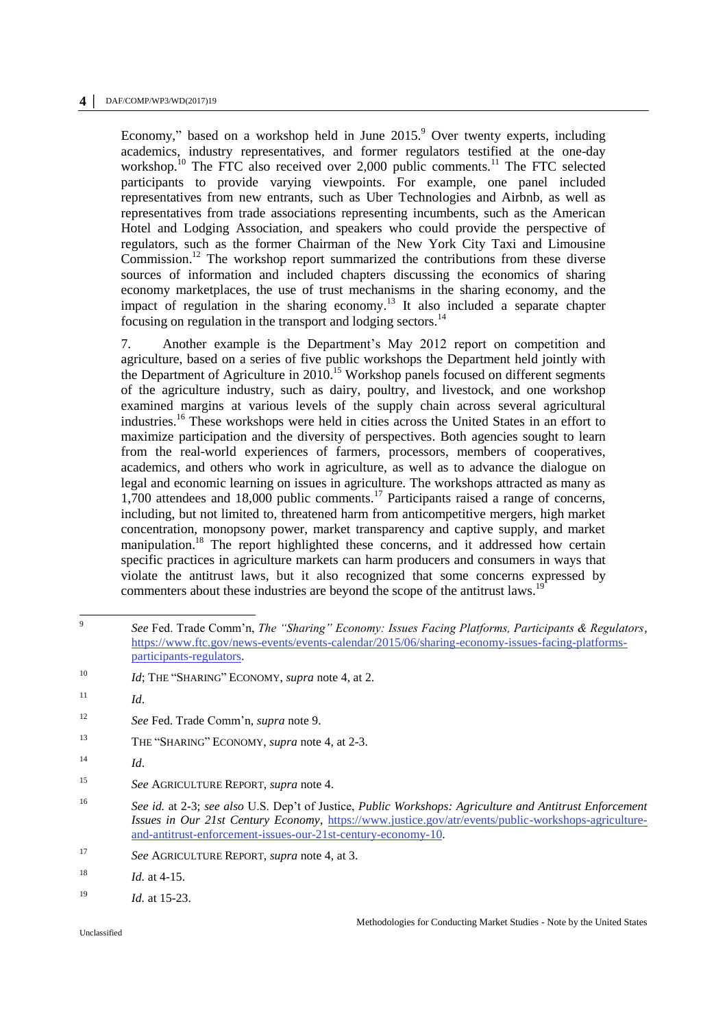Economy," based on a workshop held in June 2015.[9] Over twenty experts, including academics, industry representatives, and former regulators testified at the one-day workshop.[10] The FTC also received over 2,000 public comments.[11] The FTC selected participants to provide varying viewpoints. For example, one panel included representatives from new entrants, such as Uber Technologies and Airbnb, as well as representatives from trade associations representing incumbents, such as the American Hotel and Lodging Association, and speakers who could provide the perspective of regulators, such as the former Chairman of the New York City Taxi and Limousine Commission.[12] The workshop report summarized the contributions from these diverse sources of information and included chapters discussing the economics of sharing economy marketplaces, the use of trust mechanisms in the sharing economy, and the impact of regulation in the sharing economy.[13] It also included a separate chapter focusing on regulation in the transport and lodging sectors.[14]

7. Another example is the Department's May 2012 report on competition and agriculture, based on a series of five public workshops the Department held jointly with the Department of Agriculture in 2010.[15] Workshop panels focused on different segments of the agriculture industry, such as dairy, poultry, and livestock, and one workshop examined margins at various levels of the supply chain across several agricultural industries.[16] These workshops were held in cities across the United States in an effort to maximize participation and the diversity of perspectives. Both agencies sought to learn from the real-world experiences of farmers, processors, members of cooperatives, academics, and others who work in agriculture, as well as to advance the dialogue on legal and economic learning on issues in agriculture. The workshops attracted as many as 1,700 attendees and 18,000 public comments.[17] Participants raised a range of concerns, including, but not limited to, threatened harm from anticompetitive mergers, high market concentration, monopsony power, market transparency and captive supply, and market manipulation.[18] The report highlighted these concerns, and it addressed how certain specific practices in agriculture markets can harm producers and consumers in ways that violate the antitrust laws, but it also recognized that some concerns expressed by commenters about these industries are beyond the scope of the antitrust laws.[19]

---

[9] *See* Fed. Trade Comm'n, *The "Sharing" Economy: Issues Facing Platforms, Participants & Regulators*, https://www.ftc.gov/news-events/events-calendar/2015/06/sharing-economy-issues-facing-platforms-participants-regulators.

[10] *Id*; THE "SHARING" ECONOMY, *supra* note 4, at 2.

[11] *Id*.

[12] *See* Fed. Trade Comm'n, *supra* note 9.

[13] THE "SHARING" ECONOMY, *supra* note 4, at 2-3.

[14] *Id*.

[15] *See* AGRICULTURE REPORT, *supra* note 4.

[16] *See id.* at 2-3; *see also* U.S. Dep't of Justice, *Public Workshops: Agriculture and Antitrust Enforcement Issues in Our 21st Century Economy*, https://www.justice.gov/atr/events/public-workshops-agriculture-and-antitrust-enforcement-issues-our-21st-century-economy-10.

[17] *See* AGRICULTURE REPORT, *supra* note 4, at 3.

[18] *Id.* at 4-15.

[19] *Id.* at 15-23.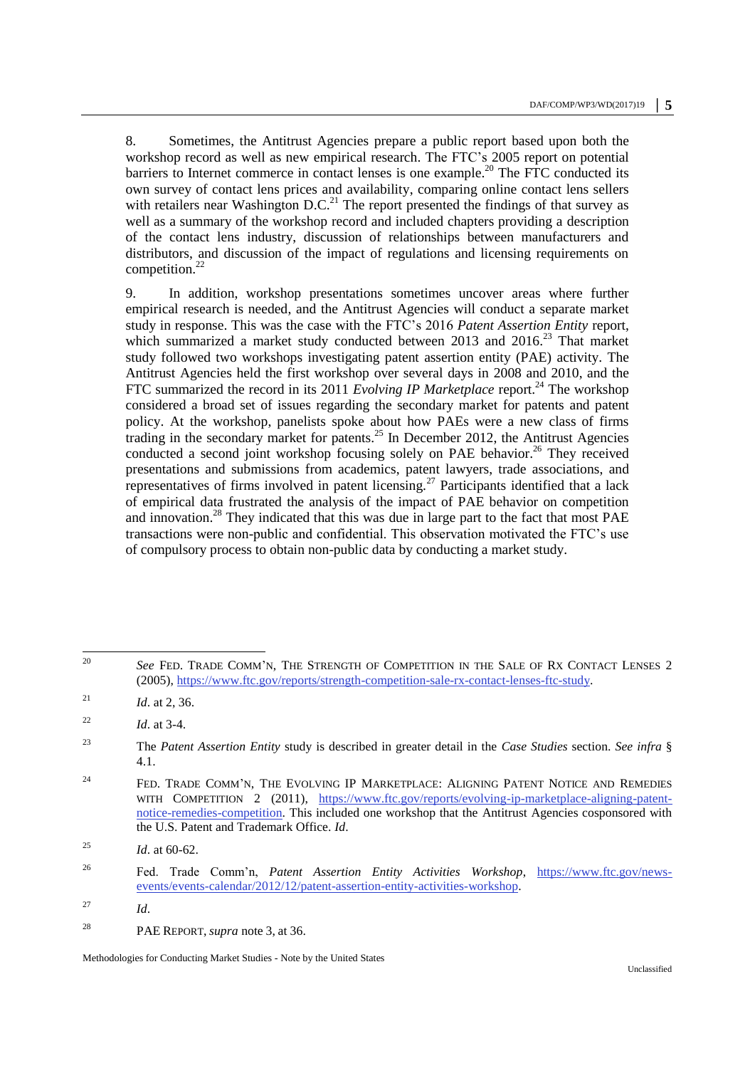8. Sometimes, the Antitrust Agencies prepare a public report based upon both the workshop record as well as new empirical research. The FTC's 2005 report on potential barriers to Internet commerce in contact lenses is one example.[20] The FTC conducted its own survey of contact lens prices and availability, comparing online contact lens sellers with retailers near Washington D.C.[21] The report presented the findings of that survey as well as a summary of the workshop record and included chapters providing a description of the contact lens industry, discussion of relationships between manufacturers and distributors, and discussion of the impact of regulations and licensing requirements on competition.[22]

9. In addition, workshop presentations sometimes uncover areas where further empirical research is needed, and the Antitrust Agencies will conduct a separate market study in response. This was the case with the FTC's 2016 *Patent Assertion Entity* report, which summarized a market study conducted between 2013 and 2016.[23] That market study followed two workshops investigating patent assertion entity (PAE) activity. The Antitrust Agencies held the first workshop over several days in 2008 and 2010, and the FTC summarized the record in its 2011 *Evolving IP Marketplace* report.[24] The workshop considered a broad set of issues regarding the secondary market for patents and patent policy. At the workshop, panelists spoke about how PAEs were a new class of firms trading in the secondary market for patents.[25] In December 2012, the Antitrust Agencies conducted a second joint workshop focusing solely on PAE behavior.[26] They received presentations and submissions from academics, patent lawyers, trade associations, and representatives of firms involved in patent licensing.[27] Participants identified that a lack of empirical data frustrated the analysis of the impact of PAE behavior on competition and innovation.[28] They indicated that this was due in large part to the fact that most PAE transactions were non-public and confidential. This observation motivated the FTC's use of compulsory process to obtain non-public data by conducting a market study.

---

[20] *See* FED. TRADE COMM'N, THE STRENGTH OF COMPETITION IN THE SALE OF RX CONTACT LENSES 2 (2005), https://www.ftc.gov/reports/strength-competition-sale-rx-contact-lenses-ftc-study.

[21] *Id*. at 2, 36.

[22] *Id*. at 3-4.

[23] The *Patent Assertion Entity* study is described in greater detail in the *Case Studies* section. *See infra* § 4.1.

[24] FED. TRADE COMM'N, THE EVOLVING IP MARKETPLACE: ALIGNING PATENT NOTICE AND REMEDIES WITH COMPETITION 2 (2011), https://www.ftc.gov/reports/evolving-ip-marketplace-aligning-patent-notice-remedies-competition. This included one workshop that the Antitrust Agencies cosponsored with the U.S. Patent and Trademark Office. *Id*.

[25] *Id*. at 60-62.

[26] Fed. Trade Comm'n, *Patent Assertion Entity Activities Workshop*, https://www.ftc.gov/news-events/events-calendar/2012/12/patent-assertion-entity-activities-workshop.

[27] *Id*.

[28] PAE REPORT, *supra* note 3, at 36.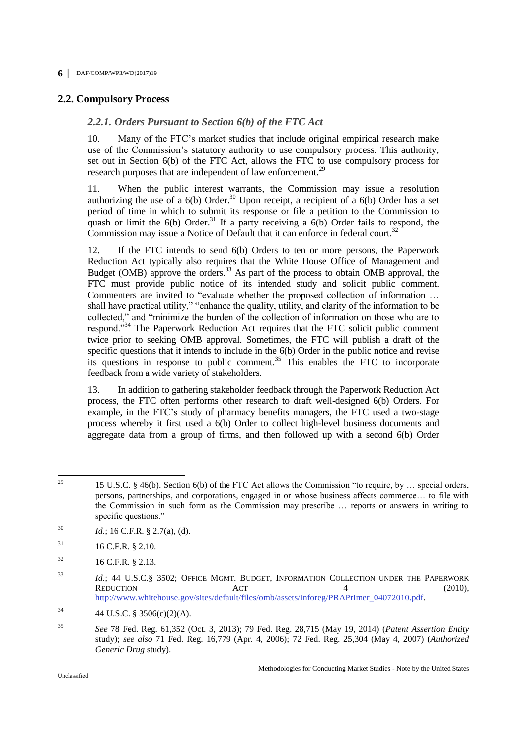## 2.2. Compulsory Process

### *2.2.1. Orders Pursuant to Section 6(b) of the FTC Act*

10. Many of the FTC's market studies that include original empirical research make use of the Commission's statutory authority to use compulsory process. This authority, set out in Section 6(b) of the FTC Act, allows the FTC to use compulsory process for research purposes that are independent of law enforcement.[29]

11. When the public interest warrants, the Commission may issue a resolution authorizing the use of a 6(b) Order.[30] Upon receipt, a recipient of a 6(b) Order has a set period of time in which to submit its response or file a petition to the Commission to quash or limit the 6(b) Order.[31] If a party receiving a 6(b) Order fails to respond, the Commission may issue a Notice of Default that it can enforce in federal court.[32]

12. If the FTC intends to send 6(b) Orders to ten or more persons, the Paperwork Reduction Act typically also requires that the White House Office of Management and Budget (OMB) approve the orders.[33] As part of the process to obtain OMB approval, the FTC must provide public notice of its intended study and solicit public comment. Commenters are invited to "evaluate whether the proposed collection of information … shall have practical utility," "enhance the quality, utility, and clarity of the information to be collected," and "minimize the burden of the collection of information on those who are to respond."[34] The Paperwork Reduction Act requires that the FTC solicit public comment twice prior to seeking OMB approval. Sometimes, the FTC will publish a draft of the specific questions that it intends to include in the 6(b) Order in the public notice and revise its questions in response to public comment.[35] This enables the FTC to incorporate feedback from a wide variety of stakeholders.

13. In addition to gathering stakeholder feedback through the Paperwork Reduction Act process, the FTC often performs other research to draft well-designed 6(b) Orders. For example, in the FTC's study of pharmacy benefits managers, the FTC used a two-stage process whereby it first used a 6(b) Order to collect high-level business documents and aggregate data from a group of firms, and then followed up with a second 6(b) Order

---

[29] 15 U.S.C. § 46(b). Section 6(b) of the FTC Act allows the Commission "to require, by … special orders, persons, partnerships, and corporations, engaged in or whose business affects commerce… to file with the Commission in such form as the Commission may prescribe … reports or answers in writing to specific questions."

[30] *Id*.; 16 C.F.R. § 2.7(a), (d).

[31] 16 C.F.R. § 2.10.

[32] 16 C.F.R. § 2.13.

[33] *Id*.; 44 U.S.C.§ 3502; OFFICE MGMT. BUDGET, INFORMATION COLLECTION UNDER THE PAPERWORK REDUCTION ACT 4 (2010), http://www.whitehouse.gov/sites/default/files/omb/assets/inforeg/PRAPrimer_04072010.pdf.

[34] 44 U.S.C. § 3506(c)(2)(A).

[35] *See* 78 Fed. Reg. 61,352 (Oct. 3, 2013); 79 Fed. Reg. 28,715 (May 19, 2014) (*Patent Assertion Entity* study); *see also* 71 Fed. Reg. 16,779 (Apr. 4, 2006); 72 Fed. Reg. 25,304 (May 4, 2007) (*Authorized Generic Drug* study).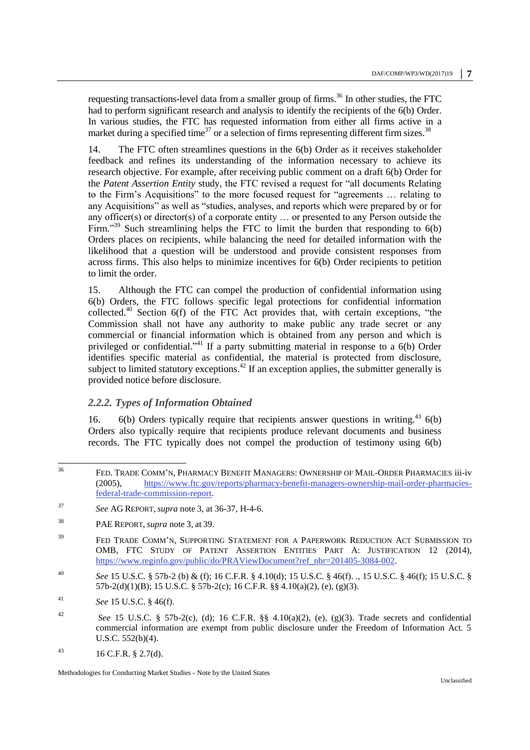requesting transactions-level data from a smaller group of firms.[36] In other studies, the FTC had to perform significant research and analysis to identify the recipients of the 6(b) Order. In various studies, the FTC has requested information from either all firms active in a market during a specified time[37] or a selection of firms representing different firm sizes.[38]

14. The FTC often streamlines questions in the 6(b) Order as it receives stakeholder feedback and refines its understanding of the information necessary to achieve its research objective. For example, after receiving public comment on a draft 6(b) Order for the *Patent Assertion Entity* study, the FTC revised a request for "all documents Relating to the Firm's Acquisitions" to the more focused request for "agreements … relating to any Acquisitions" as well as "studies, analyses, and reports which were prepared by or for any officer(s) or director(s) of a corporate entity … or presented to any Person outside the Firm."[39] Such streamlining helps the FTC to limit the burden that responding to 6(b) Orders places on recipients, while balancing the need for detailed information with the likelihood that a question will be understood and provide consistent responses from across firms. This also helps to minimize incentives for 6(b) Order recipients to petition to limit the order.

15. Although the FTC can compel the production of confidential information using 6(b) Orders, the FTC follows specific legal protections for confidential information collected.[40] Section 6(f) of the FTC Act provides that, with certain exceptions, "the Commission shall not have any authority to make public any trade secret or any commercial or financial information which is obtained from any person and which is privileged or confidential."[41] If a party submitting material in response to a 6(b) Order identifies specific material as confidential, the material is protected from disclosure, subject to limited statutory exceptions.[42] If an exception applies, the submitter generally is provided notice before disclosure.

### *2.2.2. Types of Information Obtained*

16. 6(b) Orders typically require that recipients answer questions in writing.[43] 6(b) Orders also typically require that recipients produce relevant documents and business records. The FTC typically does not compel the production of testimony using 6(b)

---

[36] FED. TRADE COMM'N, PHARMACY BENEFIT MANAGERS: OWNERSHIP OF MAIL-ORDER PHARMACIES iii-iv (2005), https://www.ftc.gov/reports/pharmacy-benefit-managers-ownership-mail-order-pharmacies-federal-trade-commission-report.

[37] *See* AG REPORT, *supra* note 3, at 36-37, H-4-6.

[38] PAE REPORT, *supra* note 3, at 39.

[39] FED TRADE COMM'N, SUPPORTING STATEMENT FOR A PAPERWORK REDUCTION ACT SUBMISSION TO OMB, FTC STUDY OF PATENT ASSERTION ENTITIES PART A: JUSTIFICATION 12 (2014), https://www.reginfo.gov/public/do/PRAViewDocument?ref_nbr=201405-3084-002.

[40] *See* 15 U.S.C. § 57b-2 (b) & (f); 16 C.F.R. § 4.10(d); 15 U.S.C. § 46(f). ., 15 U.S.C. § 46(f); 15 U.S.C. § 57b-2(d)(1)(B); 15 U.S.C. § 57b-2(c); 16 C.F.R. §§ 4.10(a)(2), (e), (g)(3).

[41] *See* 15 U.S.C. § 46(f).

[42] *See* 15 U.S.C. § 57b-2(c), (d); 16 C.F.R. §§ 4.10(a)(2), (e), (g)(3). Trade secrets and confidential commercial information are exempt from public disclosure under the Freedom of Information Act. 5 U.S.C. 552(b)(4).

[43] 16 C.F.R. § 2.7(d).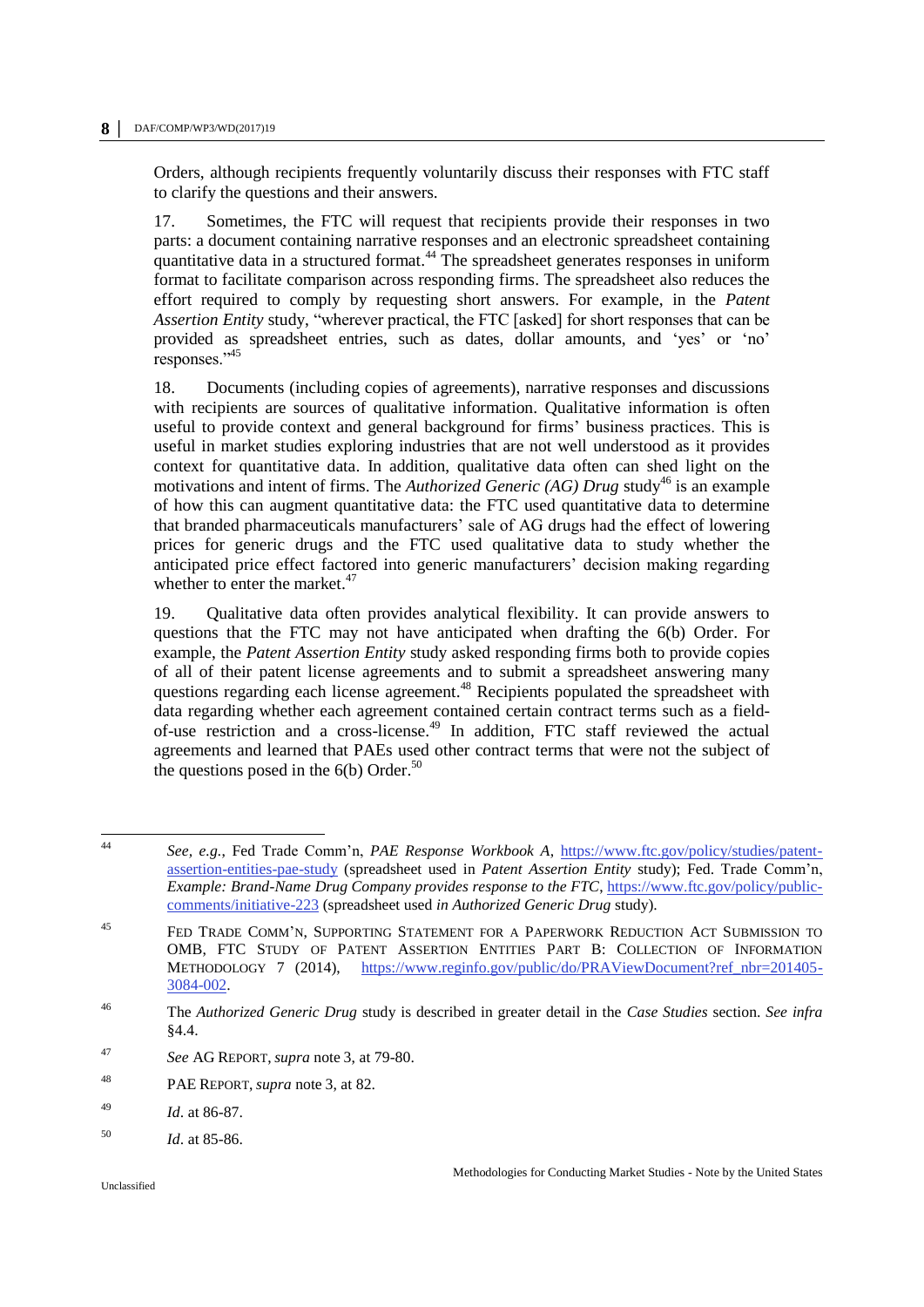Orders, although recipients frequently voluntarily discuss their responses with FTC staff to clarify the questions and their answers.

17. Sometimes, the FTC will request that recipients provide their responses in two parts: a document containing narrative responses and an electronic spreadsheet containing quantitative data in a structured format.[44] The spreadsheet generates responses in uniform format to facilitate comparison across responding firms. The spreadsheet also reduces the effort required to comply by requesting short answers. For example, in the *Patent Assertion Entity* study, "wherever practical, the FTC [asked] for short responses that can be provided as spreadsheet entries, such as dates, dollar amounts, and 'yes' or 'no' responses."[45]

18. Documents (including copies of agreements), narrative responses and discussions with recipients are sources of qualitative information. Qualitative information is often useful to provide context and general background for firms' business practices. This is useful in market studies exploring industries that are not well understood as it provides context for quantitative data. In addition, qualitative data often can shed light on the motivations and intent of firms. The *Authorized Generic (AG) Drug* study[46] is an example of how this can augment quantitative data: the FTC used quantitative data to determine that branded pharmaceuticals manufacturers' sale of AG drugs had the effect of lowering prices for generic drugs and the FTC used qualitative data to study whether the anticipated price effect factored into generic manufacturers' decision making regarding whether to enter the market.[47]

19. Qualitative data often provides analytical flexibility. It can provide answers to questions that the FTC may not have anticipated when drafting the 6(b) Order. For example, the *Patent Assertion Entity* study asked responding firms both to provide copies of all of their patent license agreements and to submit a spreadsheet answering many questions regarding each license agreement.[48] Recipients populated the spreadsheet with data regarding whether each agreement contained certain contract terms such as a field-of-use restriction and a cross-license.[49] In addition, FTC staff reviewed the actual agreements and learned that PAEs used other contract terms that were not the subject of the questions posed in the 6(b) Order.[50]

---

[44] *See, e.g.*, Fed Trade Comm'n, *PAE Response Workbook A*, https://www.ftc.gov/policy/studies/patent-assertion-entities-pae-study (spreadsheet used in *Patent Assertion Entity* study); Fed. Trade Comm'n, *Example: Brand-Name Drug Company provides response to the FTC*, https://www.ftc.gov/policy/public-comments/initiative-223 (spreadsheet used *in Authorized Generic Drug* study).

[45] FED TRADE COMM'N, SUPPORTING STATEMENT FOR A PAPERWORK REDUCTION ACT SUBMISSION TO OMB, FTC STUDY OF PATENT ASSERTION ENTITIES PART B: COLLECTION OF INFORMATION METHODOLOGY 7 (2014), https://www.reginfo.gov/public/do/PRAViewDocument?ref_nbr=201405-3084-002.

[46] The *Authorized Generic Drug* study is described in greater detail in the *Case Studies* section. *See infra* §4.4.

[47] *See* AG REPORT, *supra* note 3, at 79-80.

[48] PAE REPORT, *supra* note 3, at 82.

[49] *Id*. at 86-87.

[50] *Id*. at 85-86.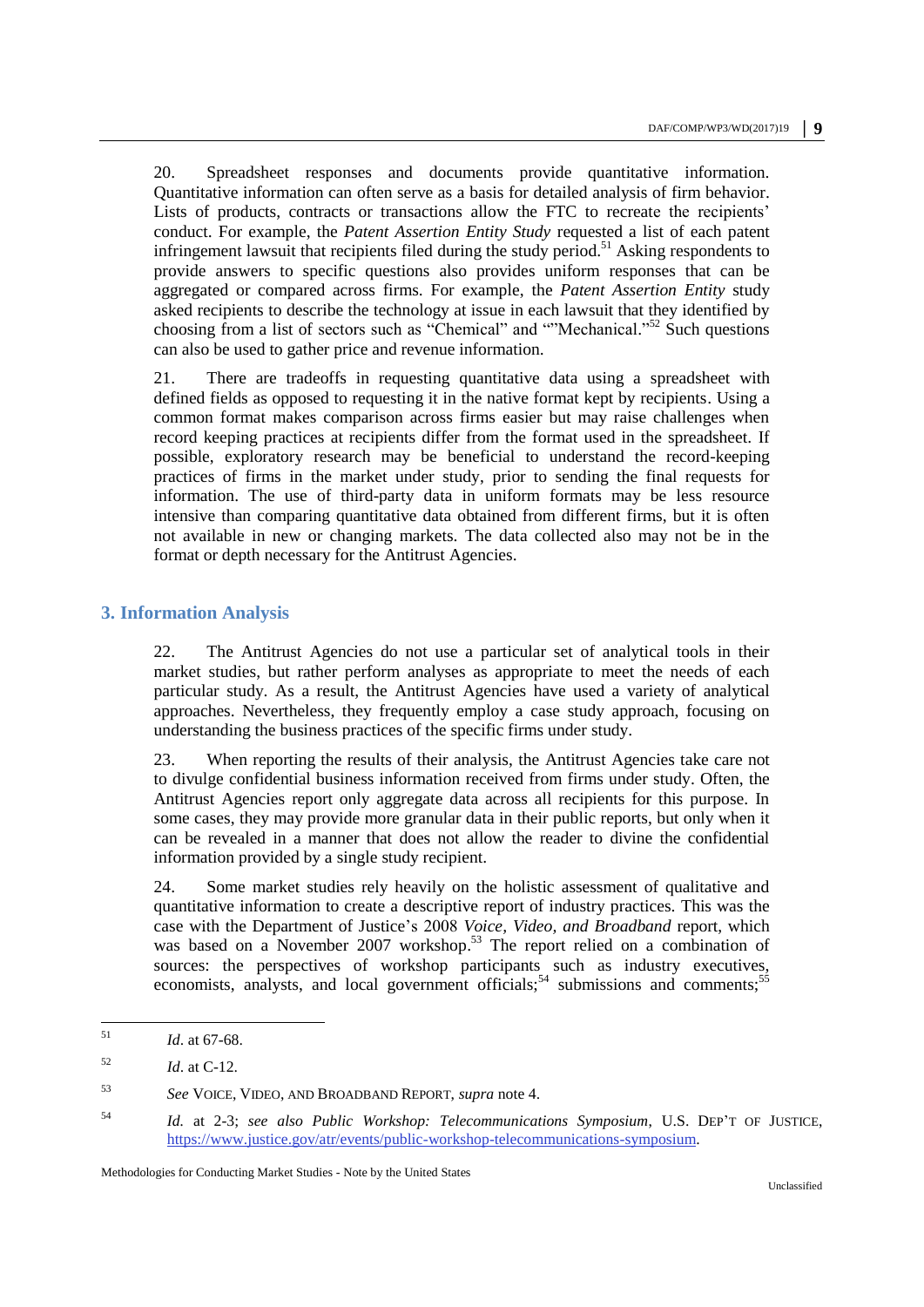20. Spreadsheet responses and documents provide quantitative information. Quantitative information can often serve as a basis for detailed analysis of firm behavior. Lists of products, contracts or transactions allow the FTC to recreate the recipients' conduct. For example, the *Patent Assertion Entity Study* requested a list of each patent infringement lawsuit that recipients filed during the study period.[51] Asking respondents to provide answers to specific questions also provides uniform responses that can be aggregated or compared across firms. For example, the *Patent Assertion Entity* study asked recipients to describe the technology at issue in each lawsuit that they identified by choosing from a list of sectors such as "Chemical" and ""Mechanical."[52] Such questions can also be used to gather price and revenue information.

21. There are tradeoffs in requesting quantitative data using a spreadsheet with defined fields as opposed to requesting it in the native format kept by recipients. Using a common format makes comparison across firms easier but may raise challenges when record keeping practices at recipients differ from the format used in the spreadsheet. If possible, exploratory research may be beneficial to understand the record-keeping practices of firms in the market under study, prior to sending the final requests for information. The use of third-party data in uniform formats may be less resource intensive than comparing quantitative data obtained from different firms, but it is often not available in new or changing markets. The data collected also may not be in the format or depth necessary for the Antitrust Agencies.

## 3. Information Analysis

22. The Antitrust Agencies do not use a particular set of analytical tools in their market studies, but rather perform analyses as appropriate to meet the needs of each particular study. As a result, the Antitrust Agencies have used a variety of analytical approaches. Nevertheless, they frequently employ a case study approach, focusing on understanding the business practices of the specific firms under study.

23. When reporting the results of their analysis, the Antitrust Agencies take care not to divulge confidential business information received from firms under study. Often, the Antitrust Agencies report only aggregate data across all recipients for this purpose. In some cases, they may provide more granular data in their public reports, but only when it can be revealed in a manner that does not allow the reader to divine the confidential information provided by a single study recipient.

24. Some market studies rely heavily on the holistic assessment of qualitative and quantitative information to create a descriptive report of industry practices. This was the case with the Department of Justice's 2008 *Voice, Video, and Broadband* report, which was based on a November 2007 workshop.[53] The report relied on a combination of sources: the perspectives of workshop participants such as industry executives, economists, analysts, and local government officials;[54] submissions and comments;[55]

---

[51] *Id*. at 67-68.

[52] *Id*. at C-12.

[53] *See* VOICE, VIDEO, AND BROADBAND REPORT, *supra* note 4.

[54] *Id.* at 2-3; *see also Public Workshop: Telecommunications Symposium*, U.S. DEP'T OF JUSTICE, https://www.justice.gov/atr/events/public-workshop-telecommunications-symposium.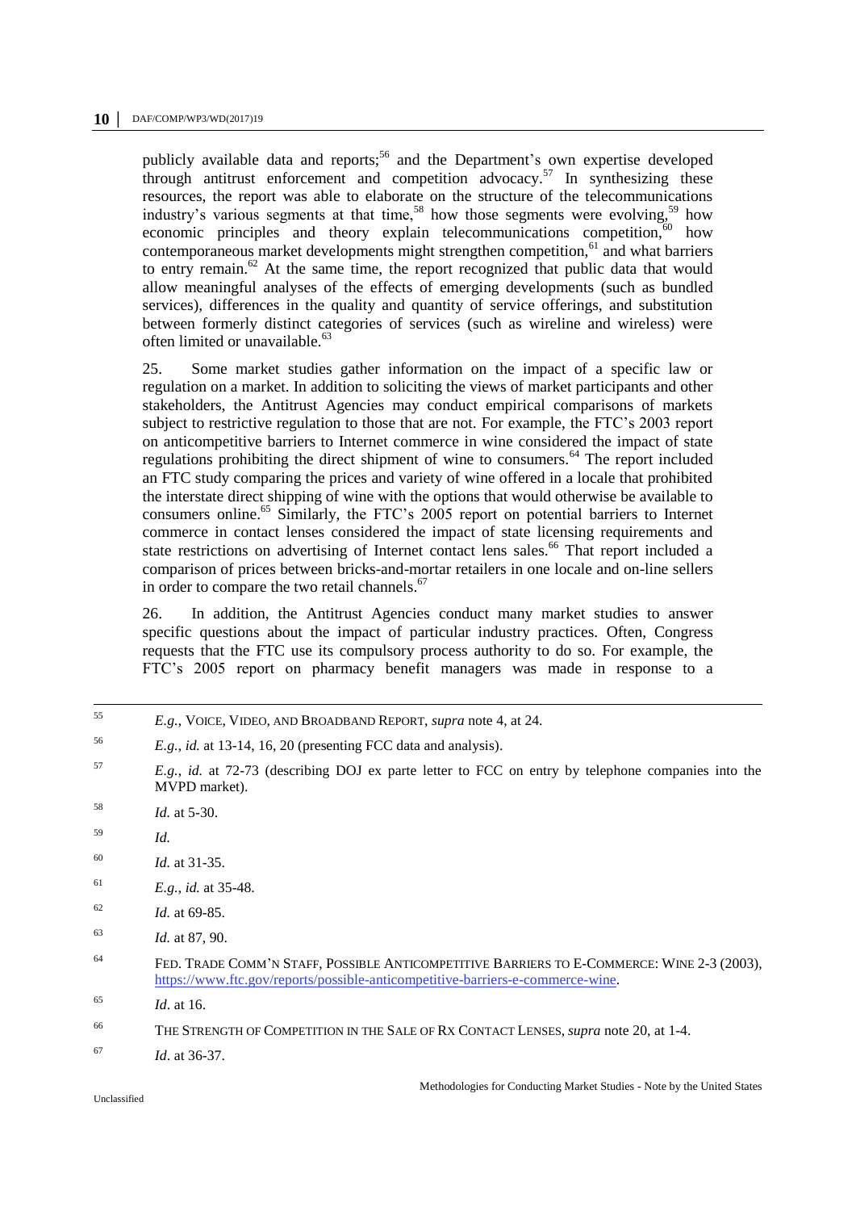publicly available data and reports;[56] and the Department's own expertise developed through antitrust enforcement and competition advocacy.[57] In synthesizing these resources, the report was able to elaborate on the structure of the telecommunications industry's various segments at that time,[58] how those segments were evolving,[59] how economic principles and theory explain telecommunications competition,[60] how contemporaneous market developments might strengthen competition,[61] and what barriers to entry remain.[62] At the same time, the report recognized that public data that would allow meaningful analyses of the effects of emerging developments (such as bundled services), differences in the quality and quantity of service offerings, and substitution between formerly distinct categories of services (such as wireline and wireless) were often limited or unavailable.[63]

25. Some market studies gather information on the impact of a specific law or regulation on a market. In addition to soliciting the views of market participants and other stakeholders, the Antitrust Agencies may conduct empirical comparisons of markets subject to restrictive regulation to those that are not. For example, the FTC's 2003 report on anticompetitive barriers to Internet commerce in wine considered the impact of state regulations prohibiting the direct shipment of wine to consumers.[64] The report included an FTC study comparing the prices and variety of wine offered in a locale that prohibited the interstate direct shipping of wine with the options that would otherwise be available to consumers online.[65] Similarly, the FTC's 2005 report on potential barriers to Internet commerce in contact lenses considered the impact of state licensing requirements and state restrictions on advertising of Internet contact lens sales.[66] That report included a comparison of prices between bricks-and-mortar retailers in one locale and on-line sellers in order to compare the two retail channels.[67]

26. In addition, the Antitrust Agencies conduct many market studies to answer specific questions about the impact of particular industry practices. Often, Congress requests that the FTC use its compulsory process authority to do so. For example, the FTC's 2005 report on pharmacy benefit managers was made in response to a

---

[55] *E.g.*, VOICE, VIDEO, AND BROADBAND REPORT, *supra* note 4, at 24.

[56] *E.g.*, *id.* at 13-14, 16, 20 (presenting FCC data and analysis).

[57] *E.g.*, *id.* at 72-73 (describing DOJ ex parte letter to FCC on entry by telephone companies into the MVPD market).

[58] *Id.* at 5-30.

[59] *Id.*

[60] *Id.* at 31-35.

[61] *E.g.*, *id.* at 35-48.

[62] *Id.* at 69-85.

[63] *Id.* at 87, 90.

[64] FED. TRADE COMM'N STAFF, POSSIBLE ANTICOMPETITIVE BARRIERS TO E-COMMERCE: WINE 2-3 (2003), https://www.ftc.gov/reports/possible-anticompetitive-barriers-e-commerce-wine.

[65] *Id*. at 16.

[66] THE STRENGTH OF COMPETITION IN THE SALE OF RX CONTACT LENSES, *supra* note 20, at 1-4.

[67] *Id*. at 36-37.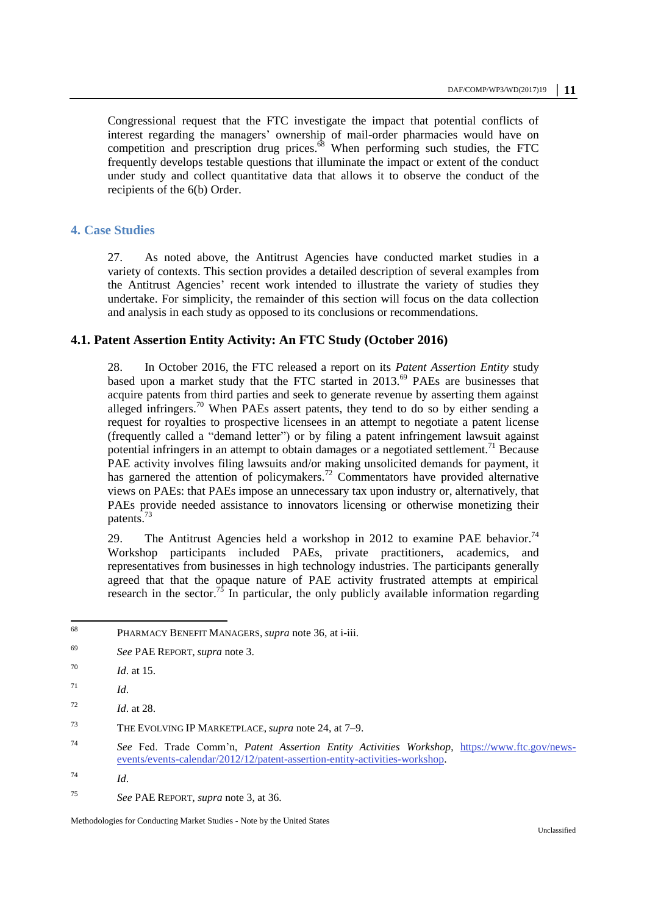Congressional request that the FTC investigate the impact that potential conflicts of interest regarding the managers' ownership of mail-order pharmacies would have on competition and prescription drug prices.[68] When performing such studies, the FTC frequently develops testable questions that illuminate the impact or extent of the conduct under study and collect quantitative data that allows it to observe the conduct of the recipients of the 6(b) Order.

## 4. Case Studies

27. As noted above, the Antitrust Agencies have conducted market studies in a variety of contexts. This section provides a detailed description of several examples from the Antitrust Agencies' recent work intended to illustrate the variety of studies they undertake. For simplicity, the remainder of this section will focus on the data collection and analysis in each study as opposed to its conclusions or recommendations.

### 4.1. Patent Assertion Entity Activity: An FTC Study (October 2016)

28. In October 2016, the FTC released a report on its *Patent Assertion Entity* study based upon a market study that the FTC started in 2013.[69] PAEs are businesses that acquire patents from third parties and seek to generate revenue by asserting them against alleged infringers.[70] When PAEs assert patents, they tend to do so by either sending a request for royalties to prospective licensees in an attempt to negotiate a patent license (frequently called a "demand letter") or by filing a patent infringement lawsuit against potential infringers in an attempt to obtain damages or a negotiated settlement.[71] Because PAE activity involves filing lawsuits and/or making unsolicited demands for payment, it has garnered the attention of policymakers.[72] Commentators have provided alternative views on PAEs: that PAEs impose an unnecessary tax upon industry or, alternatively, that PAEs provide needed assistance to innovators licensing or otherwise monetizing their patents.[73]

29. The Antitrust Agencies held a workshop in 2012 to examine PAE behavior.[74] Workshop participants included PAEs, private practitioners, academics, and representatives from businesses in high technology industries. The participants generally agreed that that the opaque nature of PAE activity frustrated attempts at empirical research in the sector.[75] In particular, the only publicly available information regarding

---

[68] PHARMACY BENEFIT MANAGERS, *supra* note 36, at i-iii.

[69] *See* PAE REPORT, *supra* note 3.

[70] *Id*. at 15.

[71] *Id*.

[72] *Id*. at 28.

[73] THE EVOLVING IP MARKETPLACE, *supra* note 24, at 7–9.

[74] *See* Fed. Trade Comm'n, *Patent Assertion Entity Activities Workshop*, https://www.ftc.gov/news-events/events-calendar/2012/12/patent-assertion-entity-activities-workshop.

[74] *Id*.

[75] *See* PAE REPORT, *supra* note 3, at 36.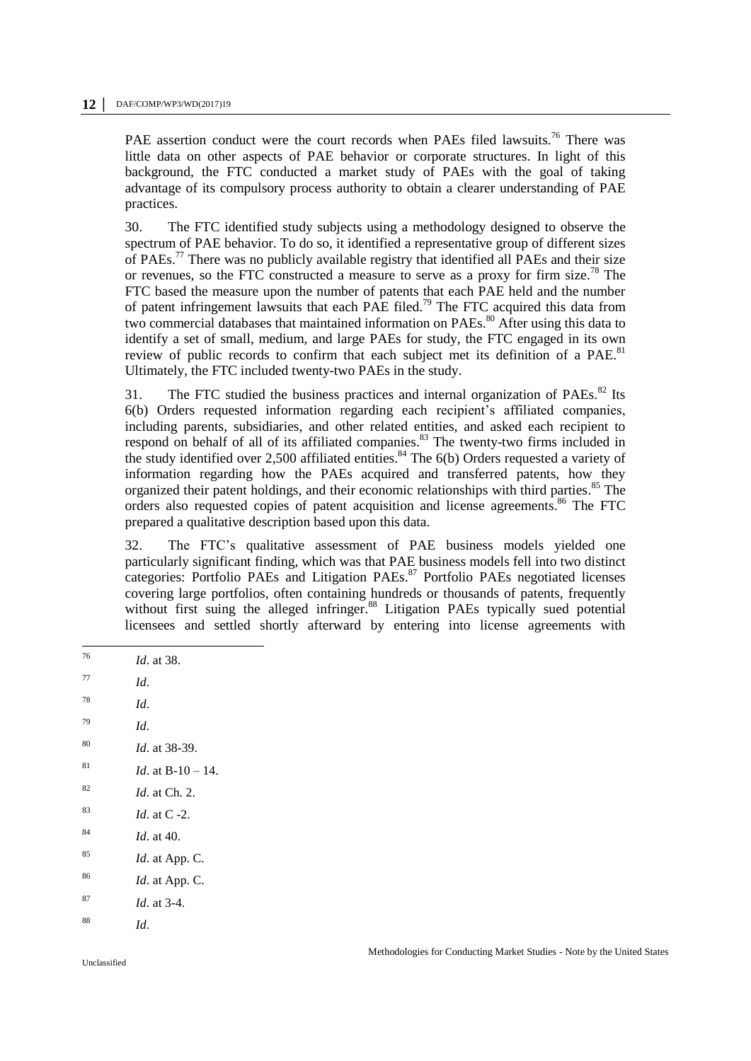PAE assertion conduct were the court records when PAEs filed lawsuits.[76] There was little data on other aspects of PAE behavior or corporate structures. In light of this background, the FTC conducted a market study of PAEs with the goal of taking advantage of its compulsory process authority to obtain a clearer understanding of PAE practices.

30. The FTC identified study subjects using a methodology designed to observe the spectrum of PAE behavior. To do so, it identified a representative group of different sizes of PAEs.[77] There was no publicly available registry that identified all PAEs and their size or revenues, so the FTC constructed a measure to serve as a proxy for firm size.[78] The FTC based the measure upon the number of patents that each PAE held and the number of patent infringement lawsuits that each PAE filed.[79] The FTC acquired this data from two commercial databases that maintained information on PAEs.[80] After using this data to identify a set of small, medium, and large PAEs for study, the FTC engaged in its own review of public records to confirm that each subject met its definition of a PAE.[81] Ultimately, the FTC included twenty-two PAEs in the study.

31. The FTC studied the business practices and internal organization of PAEs.[82] Its 6(b) Orders requested information regarding each recipient's affiliated companies, including parents, subsidiaries, and other related entities, and asked each recipient to respond on behalf of all of its affiliated companies.[83] The twenty-two firms included in the study identified over 2,500 affiliated entities.[84] The 6(b) Orders requested a variety of information regarding how the PAEs acquired and transferred patents, how they organized their patent holdings, and their economic relationships with third parties.[85] The orders also requested copies of patent acquisition and license agreements.[86] The FTC prepared a qualitative description based upon this data.

32. The FTC's qualitative assessment of PAE business models yielded one particularly significant finding, which was that PAE business models fell into two distinct categories: Portfolio PAEs and Litigation PAEs.[87] Portfolio PAEs negotiated licenses covering large portfolios, often containing hundreds or thousands of patents, frequently without first suing the alleged infringer.[88] Litigation PAEs typically sued potential licensees and settled shortly afterward by entering into license agreements with

---

[76] *Id*. at 38.

[77] *Id*.

[78] *Id*.

[79] *Id*.

[80] *Id*. at 38-39.

[81] *Id*. at B-10 – 14.

[82] *Id*. at Ch. 2.

[83] *Id*. at C -2.

[84] *Id*. at 40.

[85] *Id*. at App. C.

[86] *Id*. at App. C.

[87] *Id*. at 3-4.

[88] *Id*.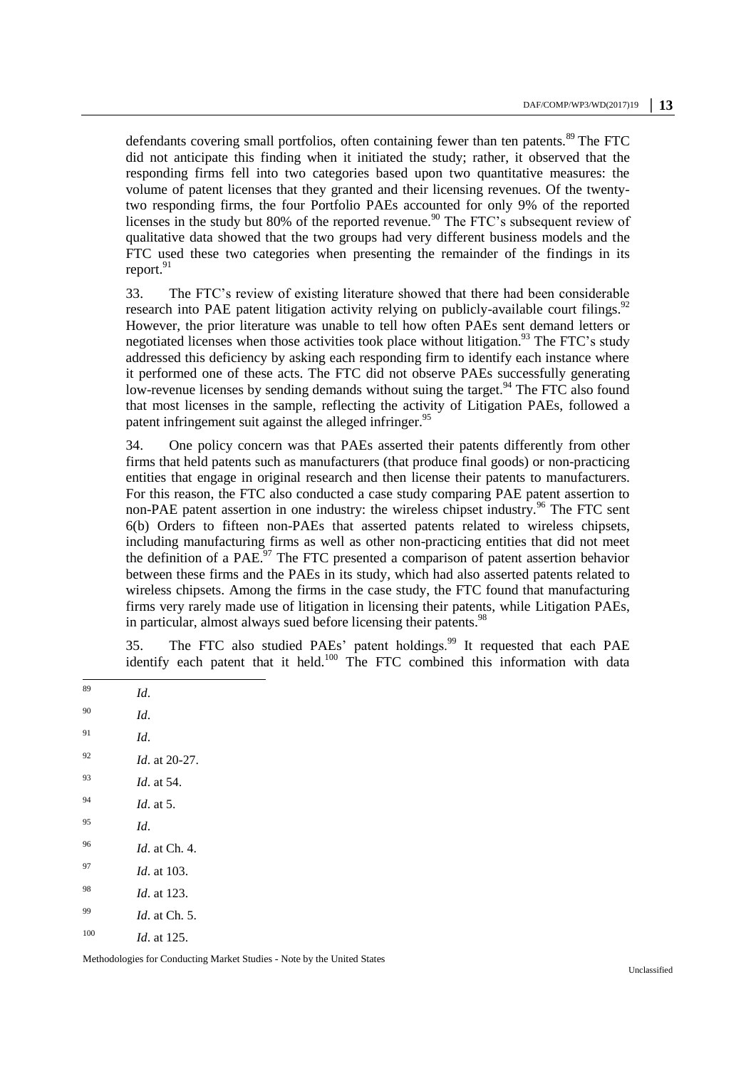defendants covering small portfolios, often containing fewer than ten patents.[89] The FTC did not anticipate this finding when it initiated the study; rather, it observed that the responding firms fell into two categories based upon two quantitative measures: the volume of patent licenses that they granted and their licensing revenues. Of the twenty-two responding firms, the four Portfolio PAEs accounted for only 9% of the reported licenses in the study but 80% of the reported revenue.[90] The FTC's subsequent review of qualitative data showed that the two groups had very different business models and the FTC used these two categories when presenting the remainder of the findings in its report.[91]

33. The FTC's review of existing literature showed that there had been considerable research into PAE patent litigation activity relying on publicly-available court filings.[92] However, the prior literature was unable to tell how often PAEs sent demand letters or negotiated licenses when those activities took place without litigation.[93] The FTC's study addressed this deficiency by asking each responding firm to identify each instance where it performed one of these acts. The FTC did not observe PAEs successfully generating low-revenue licenses by sending demands without suing the target.[94] The FTC also found that most licenses in the sample, reflecting the activity of Litigation PAEs, followed a patent infringement suit against the alleged infringer.[95]

34. One policy concern was that PAEs asserted their patents differently from other firms that held patents such as manufacturers (that produce final goods) or non-practicing entities that engage in original research and then license their patents to manufacturers. For this reason, the FTC also conducted a case study comparing PAE patent assertion to non-PAE patent assertion in one industry: the wireless chipset industry.[96] The FTC sent 6(b) Orders to fifteen non-PAEs that asserted patents related to wireless chipsets, including manufacturing firms as well as other non-practicing entities that did not meet the definition of a PAE.[97] The FTC presented a comparison of patent assertion behavior between these firms and the PAEs in its study, which had also asserted patents related to wireless chipsets. Among the firms in the case study, the FTC found that manufacturing firms very rarely made use of litigation in licensing their patents, while Litigation PAEs, in particular, almost always sued before licensing their patents.[98]

35. The FTC also studied PAEs' patent holdings.[99] It requested that each PAE identify each patent that it held.[100] The FTC combined this information with data

---

[89] *Id*.

[90] *Id*.

[91] *Id*.

[92] *Id*. at 20-27.

[93] *Id*. at 54.

[94] *Id*. at 5.

[95] *Id*.

[96] *Id*. at Ch. 4.

[97] *Id*. at 103.

[98] *Id*. at 123.

[99] *Id*. at Ch. 5.

[100] *Id*. at 125.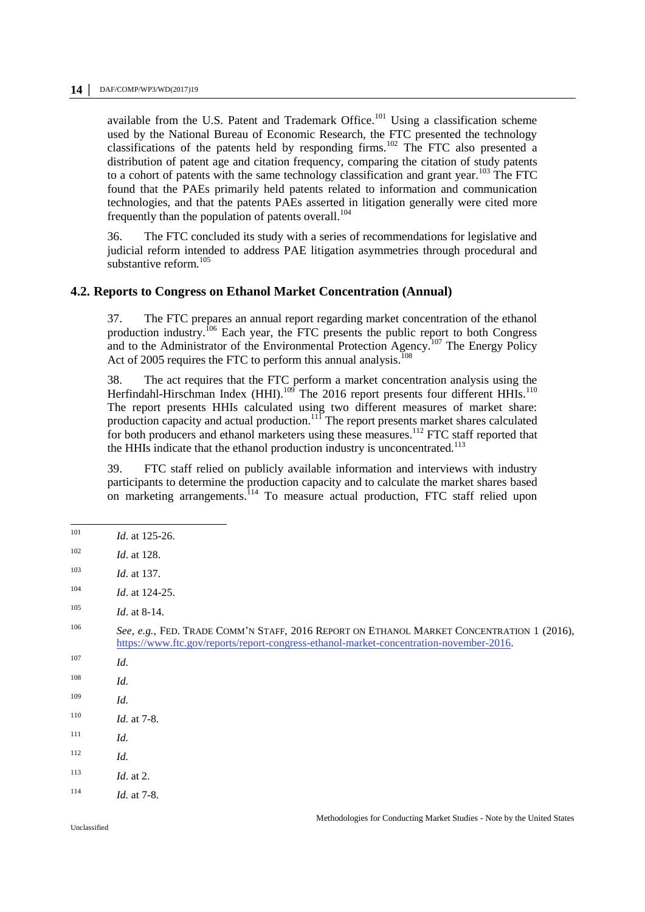available from the U.S. Patent and Trademark Office.[101] Using a classification scheme used by the National Bureau of Economic Research, the FTC presented the technology classifications of the patents held by responding firms.[102] The FTC also presented a distribution of patent age and citation frequency, comparing the citation of study patents to a cohort of patents with the same technology classification and grant year.[103] The FTC found that the PAEs primarily held patents related to information and communication technologies, and that the patents PAEs asserted in litigation generally were cited more frequently than the population of patents overall.[104]

36. The FTC concluded its study with a series of recommendations for legislative and judicial reform intended to address PAE litigation asymmetries through procedural and substantive reform.[105]

### 4.2. Reports to Congress on Ethanol Market Concentration (Annual)

37. The FTC prepares an annual report regarding market concentration of the ethanol production industry.[106] Each year, the FTC presents the public report to both Congress and to the Administrator of the Environmental Protection Agency.[107] The Energy Policy Act of 2005 requires the FTC to perform this annual analysis.[108]

38. The act requires that the FTC perform a market concentration analysis using the Herfindahl-Hirschman Index (HHI).[109] The 2016 report presents four different HHIs.[110] The report presents HHIs calculated using two different measures of market share: production capacity and actual production.[111] The report presents market shares calculated for both producers and ethanol marketers using these measures.[112] FTC staff reported that the HHIs indicate that the ethanol production industry is unconcentrated.[113]

39. FTC staff relied on publicly available information and interviews with industry participants to determine the production capacity and to calculate the market shares based on marketing arrangements.[114] To measure actual production, FTC staff relied upon

---

[101] *Id*. at 125-26.

[102] *Id*. at 128.

[103] *Id*. at 137.

[104] *Id*. at 124-25.

[105] *Id*. at 8-14.

[106] *See, e.g.*, FED. TRADE COMM'N STAFF, 2016 REPORT ON ETHANOL MARKET CONCENTRATION 1 (2016), https://www.ftc.gov/reports/report-congress-ethanol-market-concentration-november-2016.

[107] *Id.*

[108] *Id.*

[109] *Id.*

[110] *Id.* at 7-8.

[111] *Id.*

[112] *Id.*

[113] *Id*. at 2.

[114] *Id.* at 7-8.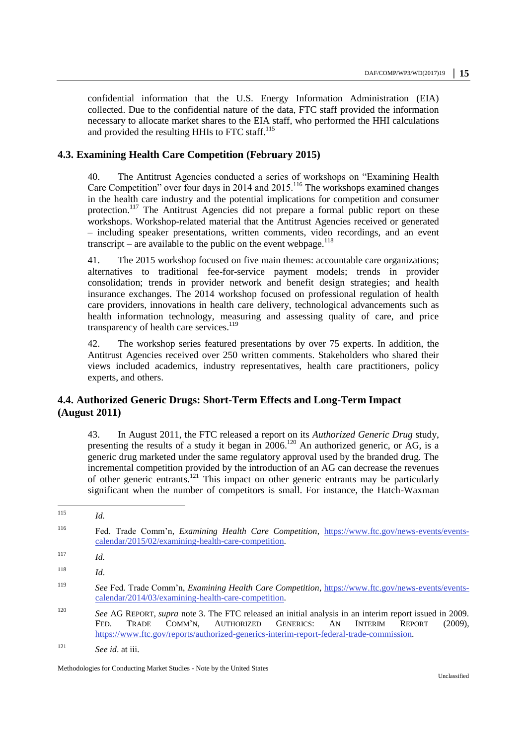confidential information that the U.S. Energy Information Administration (EIA) collected. Due to the confidential nature of the data, FTC staff provided the information necessary to allocate market shares to the EIA staff, who performed the HHI calculations and provided the resulting HHIs to FTC staff.[115]

### 4.3. Examining Health Care Competition (February 2015)

40. The Antitrust Agencies conducted a series of workshops on "Examining Health Care Competition" over four days in 2014 and 2015.[116] The workshops examined changes in the health care industry and the potential implications for competition and consumer protection.[117] The Antitrust Agencies did not prepare a formal public report on these workshops. Workshop-related material that the Antitrust Agencies received or generated – including speaker presentations, written comments, video recordings, and an event transcript – are available to the public on the event webpage.[118]

41. The 2015 workshop focused on five main themes: accountable care organizations; alternatives to traditional fee-for-service payment models; trends in provider consolidation; trends in provider network and benefit design strategies; and health insurance exchanges. The 2014 workshop focused on professional regulation of health care providers, innovations in health care delivery, technological advancements such as health information technology, measuring and assessing quality of care, and price transparency of health care services.[119]

42. The workshop series featured presentations by over 75 experts. In addition, the Antitrust Agencies received over 250 written comments. Stakeholders who shared their views included academics, industry representatives, health care practitioners, policy experts, and others.

### 4.4. Authorized Generic Drugs: Short-Term Effects and Long-Term Impact (August 2011)

43. In August 2011, the FTC released a report on its *Authorized Generic Drug* study, presenting the results of a study it began in 2006.[120] An authorized generic, or AG, is a generic drug marketed under the same regulatory approval used by the branded drug. The incremental competition provided by the introduction of an AG can decrease the revenues of other generic entrants.[121] This impact on other generic entrants may be particularly significant when the number of competitors is small. For instance, the Hatch-Waxman

---

[115] *Id.*

[116] Fed. Trade Comm'n, *Examining Health Care Competition*, https://www.ftc.gov/news-events/events-calendar/2015/02/examining-health-care-competition.

[117] *Id.*

[118] *Id*.

[119] *See* Fed. Trade Comm'n, *Examining Health Care Competition*, https://www.ftc.gov/news-events/events-calendar/2014/03/examining-health-care-competition.

[120] *See* AG REPORT, *supra* note 3. The FTC released an initial analysis in an interim report issued in 2009. FED. TRADE COMM'N, AUTHORIZED GENERICS: AN INTERIM REPORT (2009), https://www.ftc.gov/reports/authorized-generics-interim-report-federal-trade-commission.

[121] *See id*. at iii.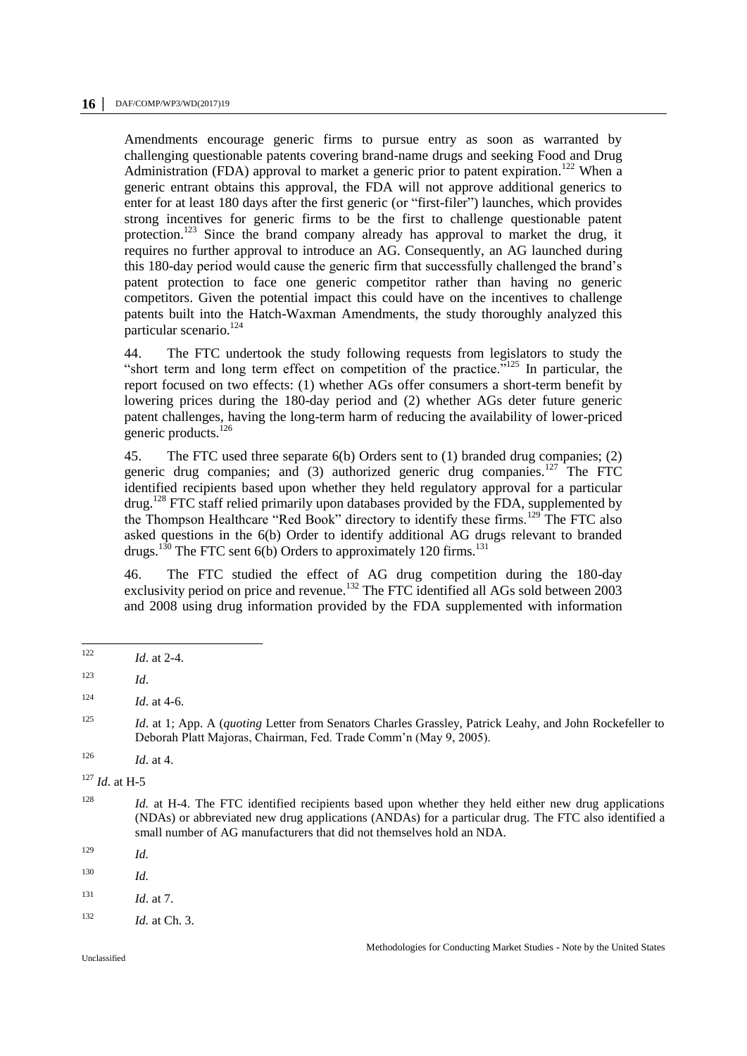Amendments encourage generic firms to pursue entry as soon as warranted by challenging questionable patents covering brand-name drugs and seeking Food and Drug Administration (FDA) approval to market a generic prior to patent expiration.[122] When a generic entrant obtains this approval, the FDA will not approve additional generics to enter for at least 180 days after the first generic (or "first-filer") launches, which provides strong incentives for generic firms to be the first to challenge questionable patent protection.[123] Since the brand company already has approval to market the drug, it requires no further approval to introduce an AG. Consequently, an AG launched during this 180-day period would cause the generic firm that successfully challenged the brand's patent protection to face one generic competitor rather than having no generic competitors. Given the potential impact this could have on the incentives to challenge patents built into the Hatch-Waxman Amendments, the study thoroughly analyzed this particular scenario.[124]

44. The FTC undertook the study following requests from legislators to study the "short term and long term effect on competition of the practice."[125] In particular, the report focused on two effects: (1) whether AGs offer consumers a short-term benefit by lowering prices during the 180-day period and (2) whether AGs deter future generic patent challenges, having the long-term harm of reducing the availability of lower-priced generic products.[126]

45. The FTC used three separate 6(b) Orders sent to (1) branded drug companies; (2) generic drug companies; and (3) authorized generic drug companies.[127] The FTC identified recipients based upon whether they held regulatory approval for a particular drug.[128] FTC staff relied primarily upon databases provided by the FDA, supplemented by the Thompson Healthcare "Red Book" directory to identify these firms.[129] The FTC also asked questions in the 6(b) Order to identify additional AG drugs relevant to branded drugs.[130] The FTC sent 6(b) Orders to approximately 120 firms.[131]

46. The FTC studied the effect of AG drug competition during the 180-day exclusivity period on price and revenue.[132] The FTC identified all AGs sold between 2003 and 2008 using drug information provided by the FDA supplemented with information

---

[122] *Id*. at 2-4.

[123] *Id*.

[124] *Id*. at 4-6.

[125] *Id*. at 1; App. A (*quoting* Letter from Senators Charles Grassley, Patrick Leahy, and John Rockefeller to Deborah Platt Majoras, Chairman, Fed. Trade Comm'n (May 9, 2005).

[126] *Id*. at 4.

[127] *Id*. at H-5

[128] *Id.* at H-4. The FTC identified recipients based upon whether they held either new drug applications (NDAs) or abbreviated new drug applications (ANDAs) for a particular drug. The FTC also identified a small number of AG manufacturers that did not themselves hold an NDA.

[129] *Id.*

[130] *Id.*

[131] *Id*. at 7.

[132] *Id.* at Ch. 3.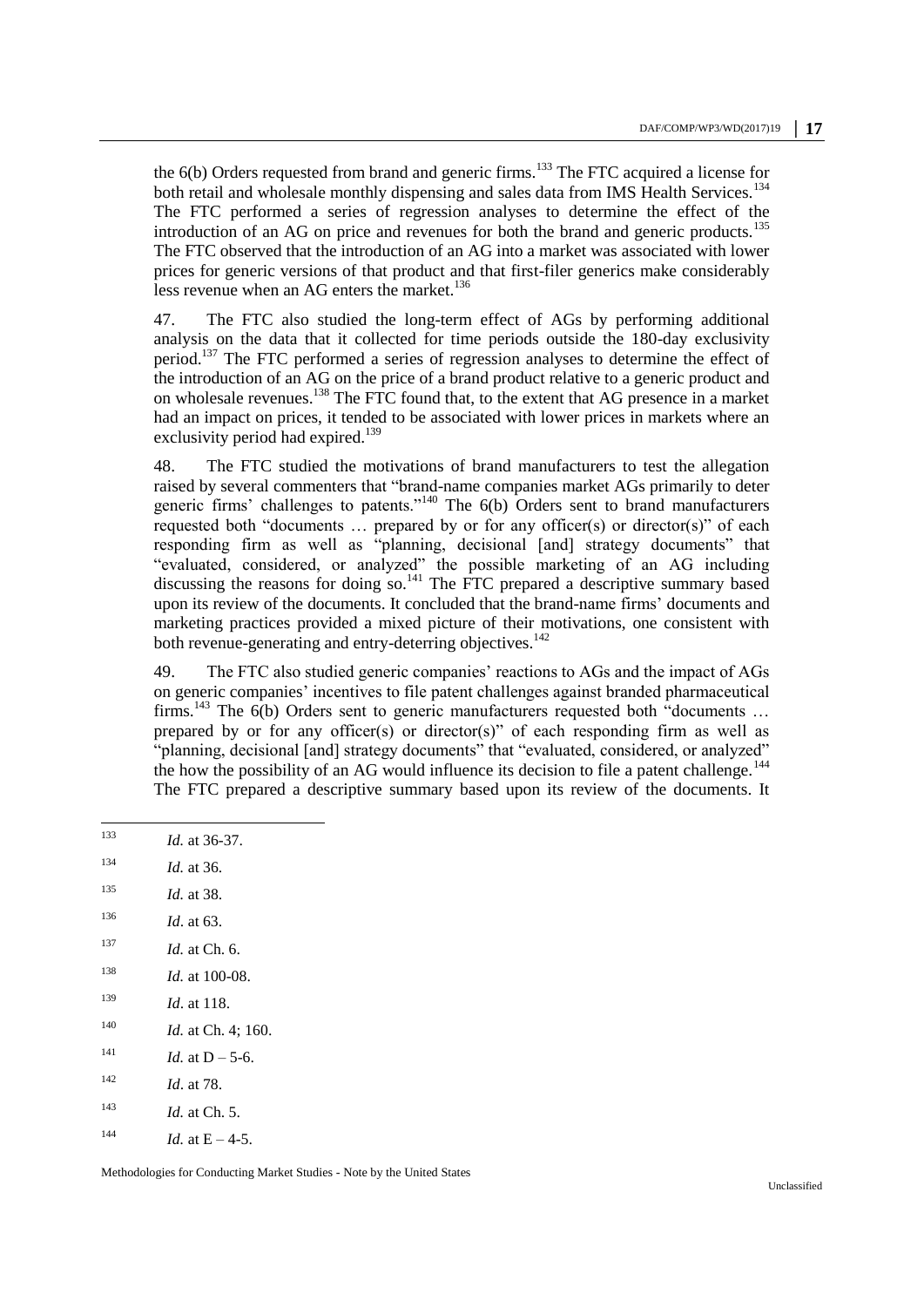the 6(b) Orders requested from brand and generic firms.[133] The FTC acquired a license for both retail and wholesale monthly dispensing and sales data from IMS Health Services.[134] The FTC performed a series of regression analyses to determine the effect of the introduction of an AG on price and revenues for both the brand and generic products.[135] The FTC observed that the introduction of an AG into a market was associated with lower prices for generic versions of that product and that first-filer generics make considerably less revenue when an AG enters the market.[136]

47. The FTC also studied the long-term effect of AGs by performing additional analysis on the data that it collected for time periods outside the 180-day exclusivity period.[137] The FTC performed a series of regression analyses to determine the effect of the introduction of an AG on the price of a brand product relative to a generic product and on wholesale revenues.[138] The FTC found that, to the extent that AG presence in a market had an impact on prices, it tended to be associated with lower prices in markets where an exclusivity period had expired.[139]

48. The FTC studied the motivations of brand manufacturers to test the allegation raised by several commenters that "brand-name companies market AGs primarily to deter generic firms' challenges to patents."[140] The 6(b) Orders sent to brand manufacturers requested both "documents … prepared by or for any officer(s) or director(s)" of each responding firm as well as "planning, decisional [and] strategy documents" that "evaluated, considered, or analyzed" the possible marketing of an AG including discussing the reasons for doing so.[141] The FTC prepared a descriptive summary based upon its review of the documents. It concluded that the brand-name firms' documents and marketing practices provided a mixed picture of their motivations, one consistent with both revenue-generating and entry-deterring objectives.[142]

49. The FTC also studied generic companies' reactions to AGs and the impact of AGs on generic companies' incentives to file patent challenges against branded pharmaceutical firms.[143] The 6(b) Orders sent to generic manufacturers requested both "documents … prepared by or for any officer(s) or director(s)" of each responding firm as well as "planning, decisional [and] strategy documents" that "evaluated, considered, or analyzed" the how the possibility of an AG would influence its decision to file a patent challenge.[144] The FTC prepared a descriptive summary based upon its review of the documents. It

---

[133] *Id.* at 36-37.

[134] *Id.* at 36.

[135] *Id.* at 38.

[136] *Id*. at 63.

[137] *Id.* at Ch. 6.

[138] *Id.* at 100-08.

[139] *Id*. at 118.

[140] *Id.* at Ch. 4; 160.

[141] *Id.* at D – 5-6.

[142] *Id*. at 78.

[143] *Id.* at Ch. 5.

[144] *Id.* at E – 4-5.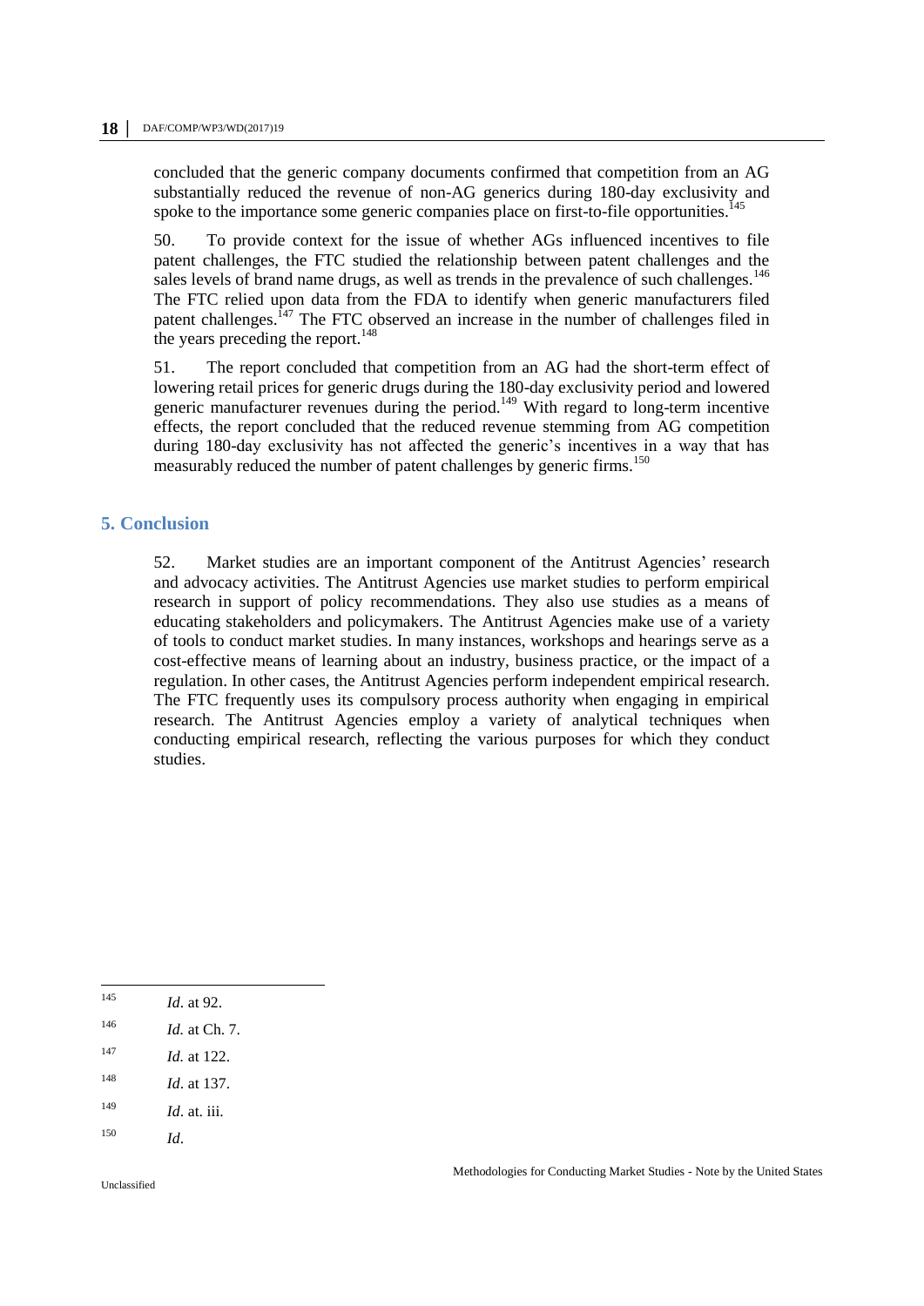concluded that the generic company documents confirmed that competition from an AG substantially reduced the revenue of non-AG generics during 180-day exclusivity and spoke to the importance some generic companies place on first-to-file opportunities.[145]

50. To provide context for the issue of whether AGs influenced incentives to file patent challenges, the FTC studied the relationship between patent challenges and the sales levels of brand name drugs, as well as trends in the prevalence of such challenges.[146] The FTC relied upon data from the FDA to identify when generic manufacturers filed patent challenges.[147] The FTC observed an increase in the number of challenges filed in the years preceding the report.[148]

51. The report concluded that competition from an AG had the short-term effect of lowering retail prices for generic drugs during the 180-day exclusivity period and lowered generic manufacturer revenues during the period.[149] With regard to long-term incentive effects, the report concluded that the reduced revenue stemming from AG competition during 180-day exclusivity has not affected the generic's incentives in a way that has measurably reduced the number of patent challenges by generic firms.[150]

## 5. Conclusion

52. Market studies are an important component of the Antitrust Agencies' research and advocacy activities. The Antitrust Agencies use market studies to perform empirical research in support of policy recommendations. They also use studies as a means of educating stakeholders and policymakers. The Antitrust Agencies make use of a variety of tools to conduct market studies. In many instances, workshops and hearings serve as a cost-effective means of learning about an industry, business practice, or the impact of a regulation. In other cases, the Antitrust Agencies perform independent empirical research. The FTC frequently uses its compulsory process authority when engaging in empirical research. The Antitrust Agencies employ a variety of analytical techniques when conducting empirical research, reflecting the various purposes for which they conduct studies.

---

[145] *Id*. at 92.

[146] *Id.* at Ch. 7.

[147] *Id.* at 122.

[148] *Id*. at 137.

[149] *Id*. at. iii.

[150] *Id*.